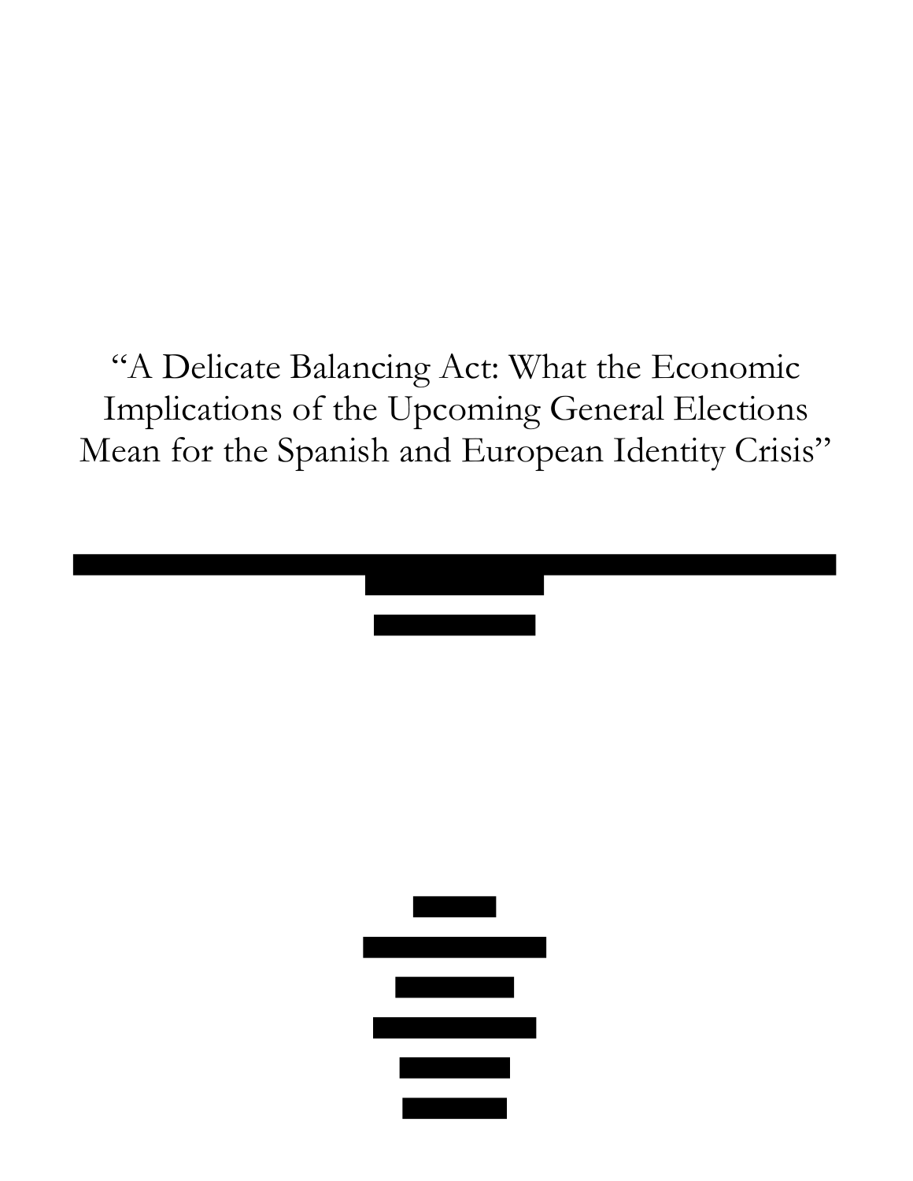"A Delicate Balancing Act: What the Economic Implications of the Upcoming General Elections Mean for the Spanish and European Identity Crisis"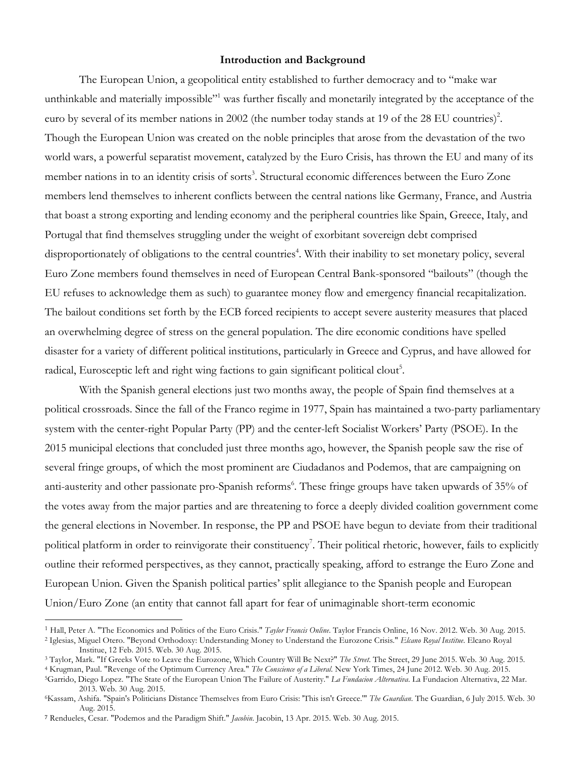**Introduction and Background**

The European Union, a geopolitical entity established to further democracy and to "make war unthinkable and materially impossible"[1] was further fiscally and monetarily integrated by the acceptance of the euro by several of its member nations in 2002 (the number today stands at 19 of the 28 EU countries)[2]. Though the European Union was created on the noble principles that arose from the devastation of the two world wars, a powerful separatist movement, catalyzed by the Euro Crisis, has thrown the EU and many of its member nations in to an identity crisis of sorts[3]. Structural economic differences between the Euro Zone members lend themselves to inherent conflicts between the central nations like Germany, France, and Austria that boast a strong exporting and lending economy and the peripheral countries like Spain, Greece, Italy, and Portugal that find themselves struggling under the weight of exorbitant sovereign debt comprised disproportionately of obligations to the central countries[4]. With their inability to set monetary policy, several Euro Zone members found themselves in need of European Central Bank-sponsored "bailouts" (though the EU refuses to acknowledge them as such) to guarantee money flow and emergency financial recapitalization. The bailout conditions set forth by the ECB forced recipients to accept severe austerity measures that placed an overwhelming degree of stress on the general population. The dire economic conditions have spelled disaster for a variety of different political institutions, particularly in Greece and Cyprus, and have allowed for radical, Eurosceptic left and right wing factions to gain significant political clout[5].

With the Spanish general elections just two months away, the people of Spain find themselves at a political crossroads. Since the fall of the Franco regime in 1977, Spain has maintained a two-party parliamentary system with the center-right Popular Party (PP) and the center-left Socialist Workers' Party (PSOE). In the 2015 municipal elections that concluded just three months ago, however, the Spanish people saw the rise of several fringe groups, of which the most prominent are Ciudadanos and Podemos, that are campaigning on anti-austerity and other passionate pro-Spanish reforms[6]. These fringe groups have taken upwards of 35% of the votes away from the major parties and are threatening to force a deeply divided coalition government come the general elections in November. In response, the PP and PSOE have begun to deviate from their traditional political platform in order to reinvigorate their constituency[7]. Their political rhetoric, however, fails to explicitly outline their reformed perspectives, as they cannot, practically speaking, afford to estrange the Euro Zone and European Union. Given the Spanish political parties' split allegiance to the Spanish people and European Union/Euro Zone (an entity that cannot fall apart for fear of unimaginable short-term economic

---

[1] Hall, Peter A. "The Economics and Politics of the Euro Crisis." *Taylor Francis Online*. Taylor Francis Online, 16 Nov. 2012. Web. 30 Aug. 2015.

[2] Iglesias, Miguel Otero. "Beyond Orthodoxy: Understanding Money to Understand the Eurozone Crisis." *Elcano Royal Institue*. Elcano Royal Institue, 12 Feb. 2015. Web. 30 Aug. 2015.

[3] Taylor, Mark. "If Greeks Vote to Leave the Eurozone, Which Country Will Be Next?" *The Street*. The Street, 29 June 2015. Web. 30 Aug. 2015.

[4] Krugman, Paul. "Revenge of the Optimum Currency Area." *The Conscience of a Liberal*. New York Times, 24 June 2012. Web. 30 Aug. 2015.

[5] Garrido, Diego Lopez. "The State of the European Union The Failure of Austerity." *La Fundacion Alternativa*. La Fundacion Alternativa, 22 Mar. 2013. Web. 30 Aug. 2015.

[6] Kassam, Ashifa. "Spain's Politicians Distance Themselves from Euro Crisis: 'This isn't Greece.'" *The Guardian*. The Guardian, 6 July 2015. Web. 30 Aug. 2015.

[7] Rendueles, Cesar. "Podemos and the Paradigm Shift." *Jacobin*. Jacobin, 13 Apr. 2015. Web. 30 Aug. 2015.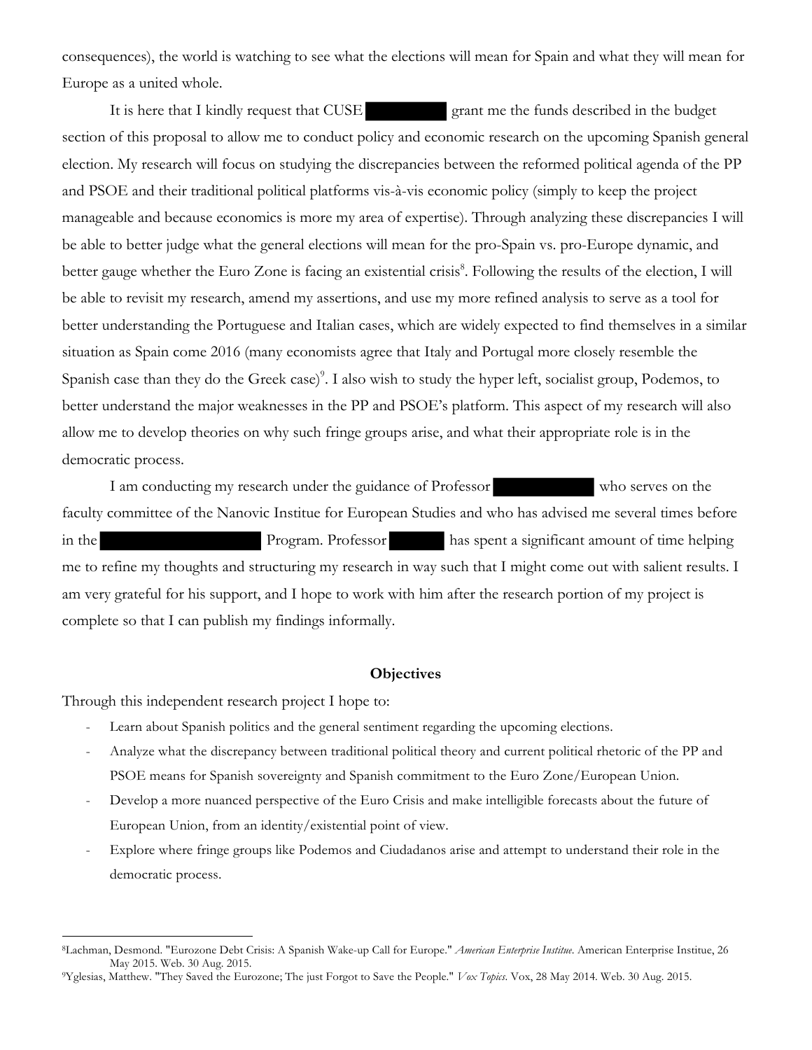consequences), the world is watching to see what the elections will mean for Spain and what they will mean for Europe as a united whole.

It is here that I kindly request that CUSE ████████ grant me the funds described in the budget section of this proposal to allow me to conduct policy and economic research on the upcoming Spanish general election. My research will focus on studying the discrepancies between the reformed political agenda of the PP and PSOE and their traditional political platforms vis-à-vis economic policy (simply to keep the project manageable and because economics is more my area of expertise). Through analyzing these discrepancies I will be able to better judge what the general elections will mean for the pro-Spain vs. pro-Europe dynamic, and better gauge whether the Euro Zone is facing an existential crisis[8]. Following the results of the election, I will be able to revisit my research, amend my assertions, and use my more refined analysis to serve as a tool for better understanding the Portuguese and Italian cases, which are widely expected to find themselves in a similar situation as Spain come 2016 (many economists agree that Italy and Portugal more closely resemble the Spanish case than they do the Greek case)[9]. I also wish to study the hyper left, socialist group, Podemos, to better understand the major weaknesses in the PP and PSOE's platform. This aspect of my research will also allow me to develop theories on why such fringe groups arise, and what their appropriate role is in the democratic process.

I am conducting my research under the guidance of Professor ██████████ who serves on the faculty committee of the Nanovic Institue for European Studies and who has advised me several times before in the ████████████████ Program. Professor ██████ has spent a significant amount of time helping me to refine my thoughts and structuring my research in way such that I might come out with salient results. I am very grateful for his support, and I hope to work with him after the research portion of my project is complete so that I can publish my findings informally.

**Objectives**

Through this independent research project I hope to:

- Learn about Spanish politics and the general sentiment regarding the upcoming elections.
- Analyze what the discrepancy between traditional political theory and current political rhetoric of the PP and PSOE means for Spanish sovereignty and Spanish commitment to the Euro Zone/European Union.
- Develop a more nuanced perspective of the Euro Crisis and make intelligible forecasts about the future of European Union, from an identity/existential point of view.
- Explore where fringe groups like Podemos and Ciudadanos arise and attempt to understand their role in the democratic process.

---

[8] Lachman, Desmond. "Eurozone Debt Crisis: A Spanish Wake-up Call for Europe." *American Enterprise Institue*. American Enterprise Institue, 26 May 2015. Web. 30 Aug. 2015.

[9] Yglesias, Matthew. "They Saved the Eurozone; The just Forgot to Save the People." *Vox Topics*. Vox, 28 May 2014. Web. 30 Aug. 2015.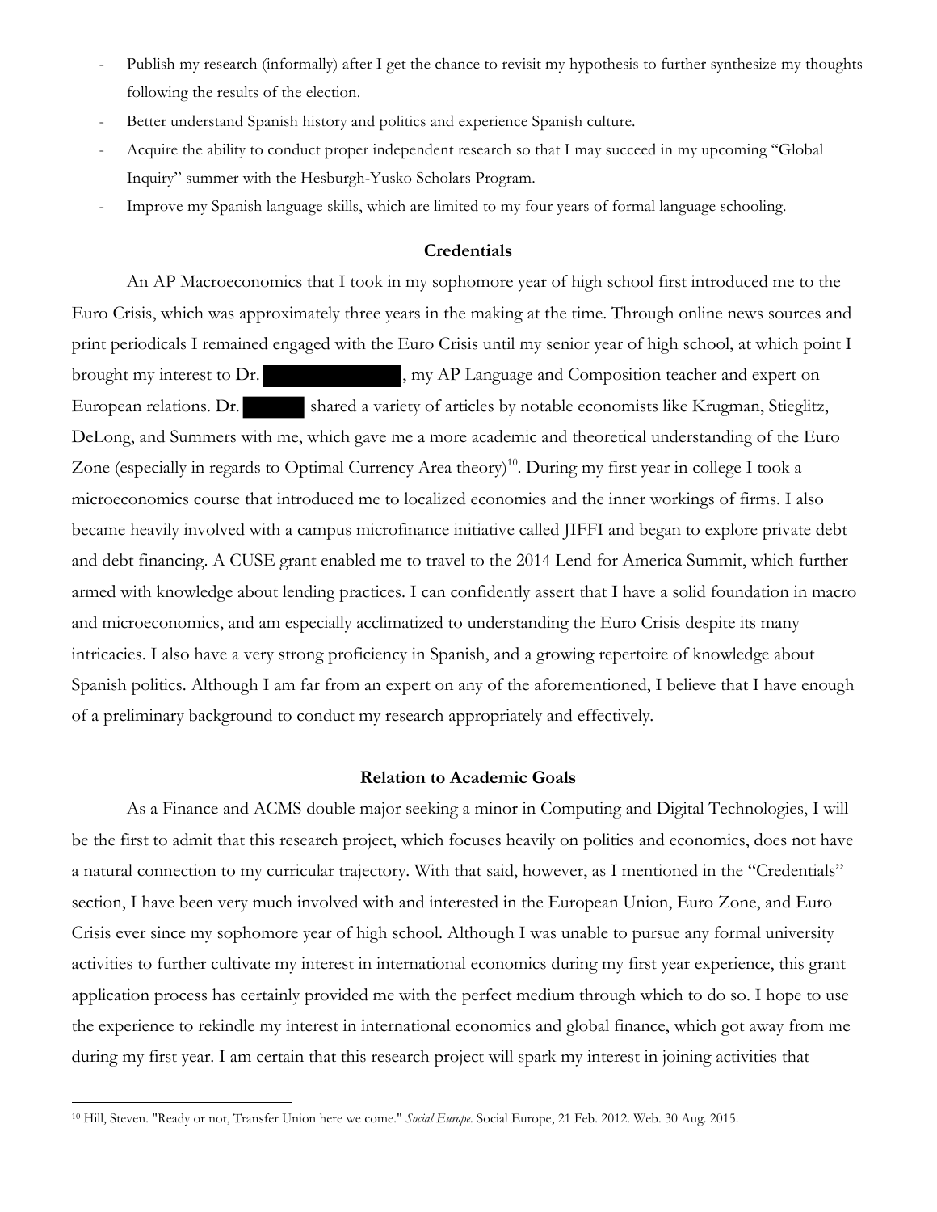- Publish my research (informally) after I get the chance to revisit my hypothesis to further synthesize my thoughts following the results of the election.
- Better understand Spanish history and politics and experience Spanish culture.
- Acquire the ability to conduct proper independent research so that I may succeed in my upcoming "Global Inquiry" summer with the Hesburgh-Yusko Scholars Program.
- Improve my Spanish language skills, which are limited to my four years of formal language schooling.

## Credentials

An AP Macroeconomics that I took in my sophomore year of high school first introduced me to the Euro Crisis, which was approximately three years in the making at the time. Through online news sources and print periodicals I remained engaged with the Euro Crisis until my senior year of high school, at which point I brought my interest to Dr. ██████████, my AP Language and Composition teacher and expert on European relations. Dr. █████ shared a variety of articles by notable economists like Krugman, Stieglitz, DeLong, and Summers with me, which gave me a more academic and theoretical understanding of the Euro Zone (especially in regards to Optimal Currency Area theory)[10]. During my first year in college I took a microeconomics course that introduced me to localized economies and the inner workings of firms. I also became heavily involved with a campus microfinance initiative called JIFFI and began to explore private debt and debt financing. A CUSE grant enabled me to travel to the 2014 Lend for America Summit, which further armed with knowledge about lending practices. I can confidently assert that I have a solid foundation in macro and microeconomics, and am especially acclimatized to understanding the Euro Crisis despite its many intricacies. I also have a very strong proficiency in Spanish, and a growing repertoire of knowledge about Spanish politics. Although I am far from an expert on any of the aforementioned, I believe that I have enough of a preliminary background to conduct my research appropriately and effectively.

## Relation to Academic Goals

As a Finance and ACMS double major seeking a minor in Computing and Digital Technologies, I will be the first to admit that this research project, which focuses heavily on politics and economics, does not have a natural connection to my curricular trajectory. With that said, however, as I mentioned in the "Credentials" section, I have been very much involved with and interested in the European Union, Euro Zone, and Euro Crisis ever since my sophomore year of high school. Although I was unable to pursue any formal university activities to further cultivate my interest in international economics during my first year experience, this grant application process has certainly provided me with the perfect medium through which to do so. I hope to use the experience to rekindle my interest in international economics and global finance, which got away from me during my first year. I am certain that this research project will spark my interest in joining activities that

---

[10] Hill, Steven. "Ready or not, Transfer Union here we come." *Social Europe*. Social Europe, 21 Feb. 2012. Web. 30 Aug. 2015.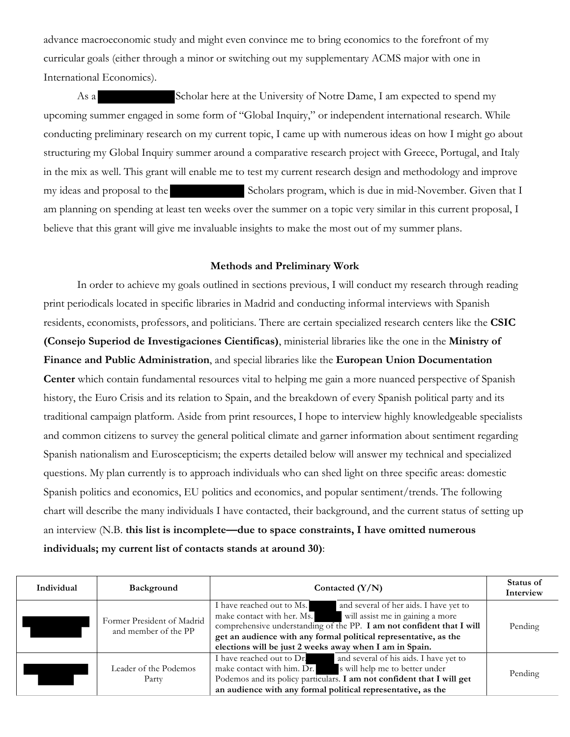advance macroeconomic study and might even convince me to bring economics to the forefront of my curricular goals (either through a minor or switching out my supplementary ACMS major with one in International Economics).

As a ████████ Scholar here at the University of Notre Dame, I am expected to spend my upcoming summer engaged in some form of "Global Inquiry," or independent international research. While conducting preliminary research on my current topic, I came up with numerous ideas on how I might go about structuring my Global Inquiry summer around a comparative research project with Greece, Portugal, and Italy in the mix as well. This grant will enable me to test my current research design and methodology and improve my ideas and proposal to the ████████ Scholars program, which is due in mid-November. Given that I am planning on spending at least ten weeks over the summer on a topic very similar in this current proposal, I believe that this grant will give me invaluable insights to make the most out of my summer plans.

### Methods and Preliminary Work

In order to achieve my goals outlined in sections previous, I will conduct my research through reading print periodicals located in specific libraries in Madrid and conducting informal interviews with Spanish residents, economists, professors, and politicians. There are certain specialized research centers like the **CSIC (Consejo Superiod de Investigaciones Cientificas)**, ministerial libraries like the one in the **Ministry of Finance and Public Administration**, and special libraries like the **European Union Documentation Center** which contain fundamental resources vital to helping me gain a more nuanced perspective of Spanish history, the Euro Crisis and its relation to Spain, and the breakdown of every Spanish political party and its traditional campaign platform. Aside from print resources, I hope to interview highly knowledgeable specialists and common citizens to survey the general political climate and garner information about sentiment regarding Spanish nationalism and Euroscepticism; the experts detailed below will answer my technical and specialized questions. My plan currently is to approach individuals who can shed light on three specific areas: domestic Spanish politics and economics, EU politics and economics, and popular sentiment/trends. The following chart will describe the many individuals I have contacted, their background, and the current status of setting up an interview (N.B. **this list is incomplete—due to space constraints, I have omitted numerous individuals; my current list of contacts stands at around 30)**:

| Individual | Background | Contacted (Y/N) | Status of Interview |
|---|---|---|---|
| ████ | Former President of Madrid and member of the PP | I have reached out to Ms. ████ and several of her aids. I have yet to make contact with her. Ms. ████ will assist me in gaining a more comprehensive understanding of the PP. **I am not confident that I will get an audience with any formal political representative, as the elections will be just 2 weeks away when I am in Spain.** | Pending |
| ████ | Leader of the Podemos Party | I have reached out to Dr. ████ and several of his aids. I have yet to make contact with him. Dr. ████s will help me to better under Podemos and its policy particulars. **I am not confident that I will get an audience with any formal political representative, as the** | Pending |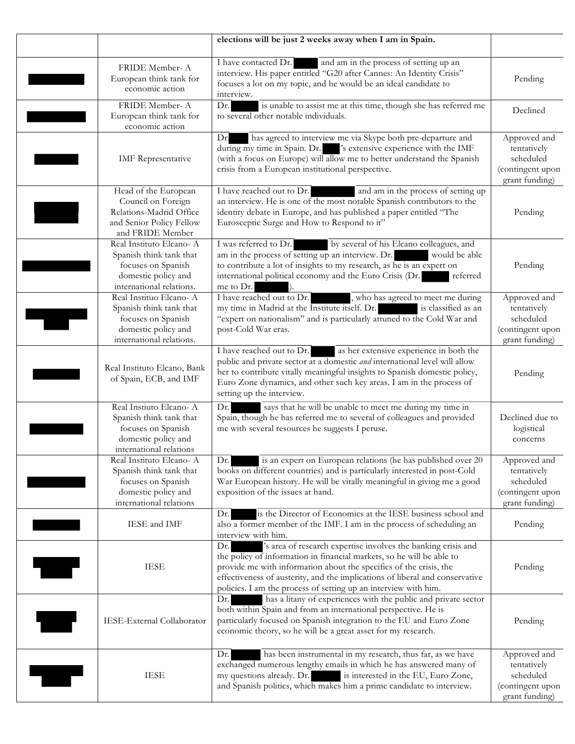| | | **elections will be just 2 weeks away when I am in Spain.** | |
|---|---|---|---|
| | FRIDE Member- A European think tank for economic action | I have contacted Dr. and am in the process of setting up an interview. His paper entitled "G20 after Cannes: An Identity Crisis" focuses a lot on my topic, and he would be an ideal candidate to interview. | Pending |
| | FRIDE Member- A European think tank for economic action | Dr. is unable to assist me at this time, though she has referred me to several other notable individuals. | Declined |
| | IMF Representative | Dr. has agreed to interview me via Skype both pre-departure and during my time in Spain. Dr. 's extensive experience with the IMF (with a focus on Europe) will allow me to better understand the Spanish crisis from a European institutional perspective. | Approved and tentatively scheduled (contingent upon grant funding) |
| | Head of the European Council on Foreign Relations-Madrid Office and Senior Policy Fellow and FRIDE Member | I have reached out to Dr. and am in the process of setting up an interview. He is one of the most notable Spanish contributors to the identity debate in Europe, and has published a paper entitled "The Eurosceptic Surge and How to Respond to it" | Pending |
| | Real Instituto Elcano- A Spanish think tank that focuses on Spanish domestic policy and international relations. | I was referred to Dr. by several of his Elcano colleagues, and am in the process of setting up an interview. Dr. would be able to contribute a lot of insights to my research, as he is an expert on international political economy and the Euro Crisis (Dr. referred me to Dr. ). | Pending |
| | Real Instituo Elcano- A Spanish think tank that focuses on Spanish domestic policy and international relations. | I have reached out to Dr. , who has agreed to meet me during my time in Madrid at the Institute itself. Dr. is classified as an "expert on nationalism" and is particularly attuned to the Cold War and post-Cold War eras. | Approved and tentatively scheduled (contingent upon grant funding) |
| | Real Instituto Elcano, Bank of Spain, ECB, and IMF | I have reached out to Dr. as her extensive experience in both the public and private sector at a domestic *and* international level will allow her to contribute vitally meaningful insights to Spanish domestic policy, Euro Zone dynamics, and other such key areas. I am in the process of setting up the interview. | Pending |
| | Real Instiuto Elcano- A Spanish think tank that focuses on Spanish domestic policy and international relations | Dr. says that he will be unable to meet me during my time in Spain, though he has referred me to several of colleagues and provided me with several resources he suggests I peruse. | Declined due to logistical concerns |
| | Real Instituto Elcano- A Spanish think tank that focuses on Spanish domestic policy and international relations | Dr. is an expert on European relations (he has published over 20 books on different countries) and is particularly interested in post-Cold War European history. He will be vitally meaningful in giving me a good exposition of the issues at hand. | Approved and tentatively scheduled (contingent upon grant funding) |
| | IESE and IMF | Dr. is the Director of Economics at the IESE business school and also a former member of the IMF. I am in the process of scheduling an interview with him. | Pending |
| | IESE | Dr. 's area of research expertise involves the banking crisis and the policy of information in financial markets, so he will be able to provide me with information about the specifics of the crisis, the effectiveness of austerity, and the implications of liberal and conservative policies. I am the process of setting up an interview with him. | Pending |
| | IESE-External Collaborator | Dr. has a litany of experiences with the public and private sector both within Spain and from an international perspective. He is particularly focused on Spanish integration to the EU and Euro Zone economic theory, so he will be a great asset for my research. | Pending |
| | IESE | Dr. has been instrumental in my research, thus far, as we have exchanged numerous lengthy emails in which he has answered many of my questions already. Dr. is interested in the EU, Euro Zone, and Spanish politics, which makes him a prime candidate to interview. | Approved and tentatively scheduled (contingent upon grant funding) |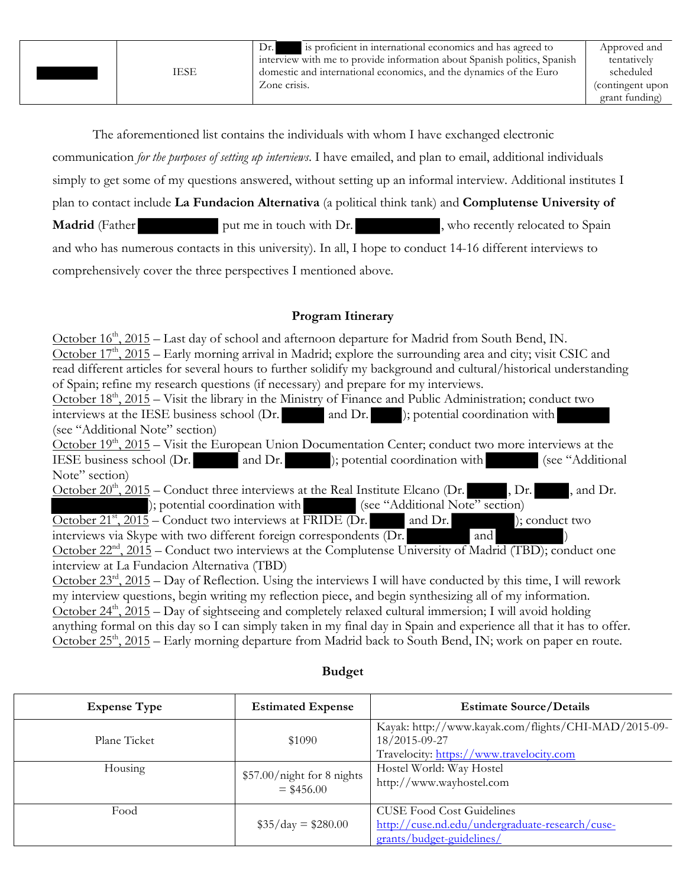| | IESE | Dr. ███ is proficient in international economics and has agreed to interview with me to provide information about Spanish politics, Spanish domestic and international economics, and the dynamics of the Euro Zone crisis. | Approved and tentatively scheduled (contingent upon grant funding) |
|---|---|---|---|

The aforementioned list contains the individuals with whom I have exchanged electronic communication *for the purposes of setting up interviews*. I have emailed, and plan to email, additional individuals simply to get some of my questions answered, without setting up an informal interview. Additional institutes I plan to contact include **La Fundacion Alternativa** (a political think tank) and **Complutense University of Madrid** (Father ███ put me in touch with Dr. ███, who recently relocated to Spain and who has numerous contacts in this university). In all, I hope to conduct 14-16 different interviews to comprehensively cover the three perspectives I mentioned above.

## Program Itinerary

October 16th, 2015 – Last day of school and afternoon departure for Madrid from South Bend, IN.
October 17th, 2015 – Early morning arrival in Madrid; explore the surrounding area and city; visit CSIC and read different articles for several hours to further solidify my background and cultural/historical understanding of Spain; refine my research questions (if necessary) and prepare for my interviews.
October 18th, 2015 – Visit the library in the Ministry of Finance and Public Administration; conduct two interviews at the IESE business school (Dr. ███ and Dr. ███); potential coordination with ███ (see "Additional Note" section)
October 19th, 2015 – Visit the European Union Documentation Center; conduct two more interviews at the IESE business school (Dr. ███ and Dr. ███); potential coordination with ███ (see "Additional Note" section)
October 20th, 2015 – Conduct three interviews at the Real Institute Elcano (Dr. ███, Dr. ███, and Dr. ███); potential coordination with ███ (see "Additional Note" section)
October 21st, 2015 – Conduct two interviews at FRIDE (Dr. ███ and Dr. ███); conduct two interviews via Skype with two different foreign correspondents (Dr. ███ and ███)
October 22nd, 2015 – Conduct two interviews at the Complutense University of Madrid (TBD); conduct one interview at La Fundacion Alternativa (TBD)
October 23rd, 2015 – Day of Reflection. Using the interviews I will have conducted by this time, I will rework my interview questions, begin writing my reflection piece, and begin synthesizing all of my information.
October 24th, 2015 – Day of sightseeing and completely relaxed cultural immersion; I will avoid holding anything formal on this day so I can simply taken in my final day in Spain and experience all that it has to offer.
October 25th, 2015 – Early morning departure from Madrid back to South Bend, IN; work on paper en route.

## Budget

| Expense Type | Estimated Expense | Estimate Source/Details |
|---|---|---|
| Plane Ticket | $1090 | Kayak: http://www.kayak.com/flights/CHI-MAD/2015-09-18/2015-09-27<br>Travelocity: https://www.travelocity.com |
| Housing | $57.00/night for 8 nights = $456.00 | Hostel World: Way Hostel<br>http://www.wayhostel.com |
| Food | $35/day = $280.00 | CUSE Food Cost Guidelines<br>http://cuse.nd.edu/undergraduate-research/cuse-grants/budget-guidelines/ |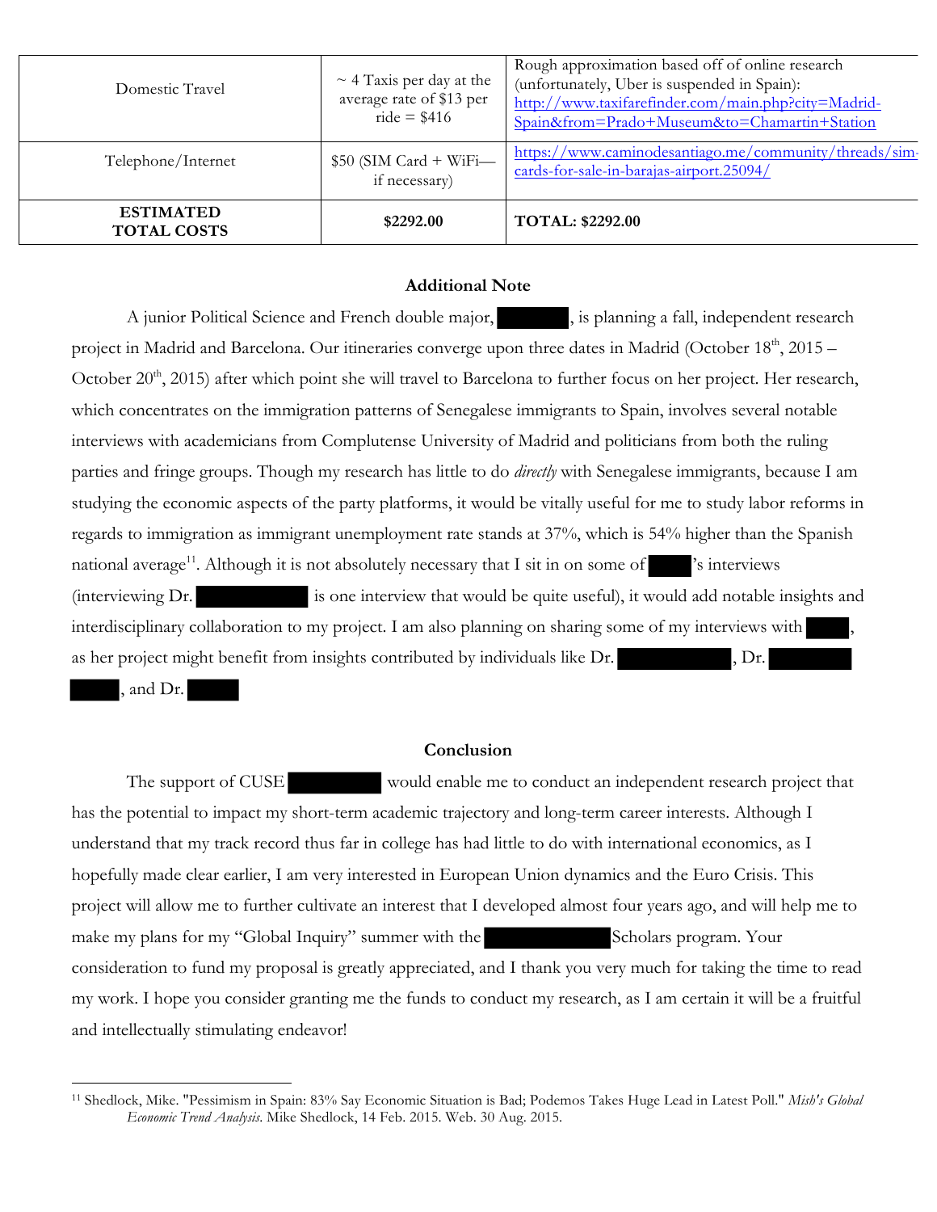| Domestic Travel | ~ 4 Taxis per day at the average rate of $13 per ride = $416 | Rough approximation based off of online research (unfortunately, Uber is suspended in Spain): http://www.taxifarefinder.com/main.php?city=Madrid-Spain&from=Prado+Museum&to=Chamartin+Station |
|---|---|---|
| Telephone/Internet | $50 (SIM Card + WiFi—if necessary) | https://www.caminodesantiago.me/community/threads/sim-cards-for-sale-in-barajas-airport.25094/ |
| **ESTIMATED TOTAL COSTS** | **$2292.00** | **TOTAL: $2292.00** |

### Additional Note

A junior Political Science and French double major, ████████, is planning a fall, independent research project in Madrid and Barcelona. Our itineraries converge upon three dates in Madrid (October 18th, 2015 – October 20th, 2015) after which point she will travel to Barcelona to further focus on her project. Her research, which concentrates on the immigration patterns of Senegalese immigrants to Spain, involves several notable interviews with academicians from Complutense University of Madrid and politicians from both the ruling parties and fringe groups. Though my research has little to do *directly* with Senegalese immigrants, because I am studying the economic aspects of the party platforms, it would be vitally useful for me to study labor reforms in regards to immigration as immigrant unemployment rate stands at 37%, which is 54% higher than the Spanish national average[11]. Although it is not absolutely necessary that I sit in on some of █████'s interviews (interviewing Dr. ███████████ is one interview that would be quite useful), it would add notable insights and interdisciplinary collaboration to my project. I am also planning on sharing some of my interviews with █████, as her project might benefit from insights contributed by individuals like Dr. ███████████, Dr. ████████ █████, and Dr. █████

### Conclusion

The support of CUSE █████████ would enable me to conduct an independent research project that has the potential to impact my short-term academic trajectory and long-term career interests. Although I understand that my track record thus far in college has had little to do with international economics, as I hopefully made clear earlier, I am very interested in European Union dynamics and the Euro Crisis. This project will allow me to further cultivate an interest that I developed almost four years ago, and will help me to make my plans for my "Global Inquiry" summer with the █████████████ Scholars program. Your consideration to fund my proposal is greatly appreciated, and I thank you very much for taking the time to read my work. I hope you consider granting me the funds to conduct my research, as I am certain it will be a fruitful and intellectually stimulating endeavor!

---

[11] Shedlock, Mike. "Pessimism in Spain: 83% Say Economic Situation is Bad; Podemos Takes Huge Lead in Latest Poll." *Mish's Global Economic Trend Analysis*. Mike Shedlock, 14 Feb. 2015. Web. 30 Aug. 2015.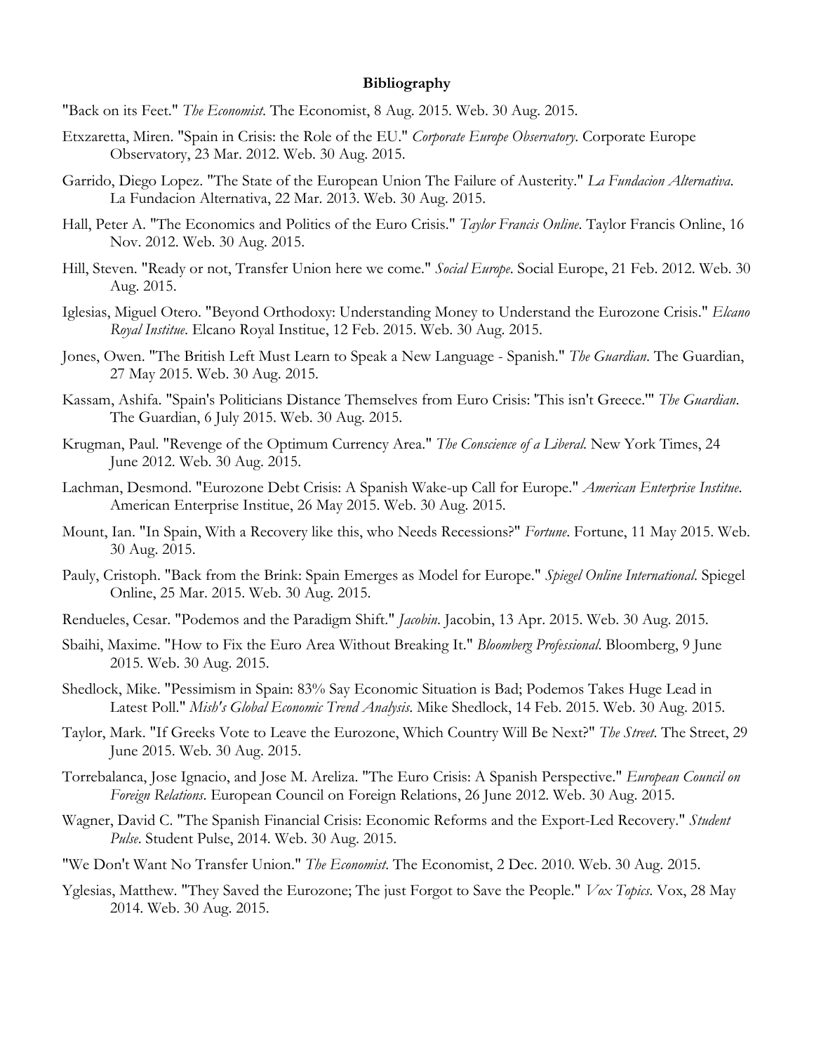**Bibliography**

"Back on its Feet." *The Economist*. The Economist, 8 Aug. 2015. Web. 30 Aug. 2015.

Etxzaretta, Miren. "Spain in Crisis: the Role of the EU." *Corporate Europe Observatory*. Corporate Europe Observatory, 23 Mar. 2012. Web. 30 Aug. 2015.

Garrido, Diego Lopez. "The State of the European Union The Failure of Austerity." *La Fundacion Alternativa*. La Fundacion Alternativa, 22 Mar. 2013. Web. 30 Aug. 2015.

Hall, Peter A. "The Economics and Politics of the Euro Crisis." *Taylor Francis Online*. Taylor Francis Online, 16 Nov. 2012. Web. 30 Aug. 2015.

Hill, Steven. "Ready or not, Transfer Union here we come." *Social Europe*. Social Europe, 21 Feb. 2012. Web. 30 Aug. 2015.

Iglesias, Miguel Otero. "Beyond Orthodoxy: Understanding Money to Understand the Eurozone Crisis." *Elcano Royal Institue*. Elcano Royal Institue, 12 Feb. 2015. Web. 30 Aug. 2015.

Jones, Owen. "The British Left Must Learn to Speak a New Language - Spanish." *The Guardian*. The Guardian, 27 May 2015. Web. 30 Aug. 2015.

Kassam, Ashifa. "Spain's Politicians Distance Themselves from Euro Crisis: 'This isn't Greece.'" *The Guardian*. The Guardian, 6 July 2015. Web. 30 Aug. 2015.

Krugman, Paul. "Revenge of the Optimum Currency Area." *The Conscience of a Liberal*. New York Times, 24 June 2012. Web. 30 Aug. 2015.

Lachman, Desmond. "Eurozone Debt Crisis: A Spanish Wake-up Call for Europe." *American Enterprise Institue*. American Enterprise Institue, 26 May 2015. Web. 30 Aug. 2015.

Mount, Ian. "In Spain, With a Recovery like this, who Needs Recessions?" *Fortune*. Fortune, 11 May 2015. Web. 30 Aug. 2015.

Pauly, Cristoph. "Back from the Brink: Spain Emerges as Model for Europe." *Spiegel Online International*. Spiegel Online, 25 Mar. 2015. Web. 30 Aug. 2015.

Rendueles, Cesar. "Podemos and the Paradigm Shift." *Jacobin*. Jacobin, 13 Apr. 2015. Web. 30 Aug. 2015.

Sbaihi, Maxime. "How to Fix the Euro Area Without Breaking It." *Bloomberg Professional*. Bloomberg, 9 June 2015. Web. 30 Aug. 2015.

Shedlock, Mike. "Pessimism in Spain: 83% Say Economic Situation is Bad; Podemos Takes Huge Lead in Latest Poll." *Mish's Global Economic Trend Analysis*. Mike Shedlock, 14 Feb. 2015. Web. 30 Aug. 2015.

Taylor, Mark. "If Greeks Vote to Leave the Eurozone, Which Country Will Be Next?" *The Street*. The Street, 29 June 2015. Web. 30 Aug. 2015.

Torrebalanca, Jose Ignacio, and Jose M. Areliza. "The Euro Crisis: A Spanish Perspective." *European Council on Foreign Relations*. European Council on Foreign Relations, 26 June 2012. Web. 30 Aug. 2015.

Wagner, David C. "The Spanish Financial Crisis: Economic Reforms and the Export-Led Recovery." *Student Pulse*. Student Pulse, 2014. Web. 30 Aug. 2015.

"We Don't Want No Transfer Union." *The Economist*. The Economist, 2 Dec. 2010. Web. 30 Aug. 2015.

Yglesias, Matthew. "They Saved the Eurozone; The just Forgot to Save the People." *Vox Topics*. Vox, 28 May 2014. Web. 30 Aug. 2015.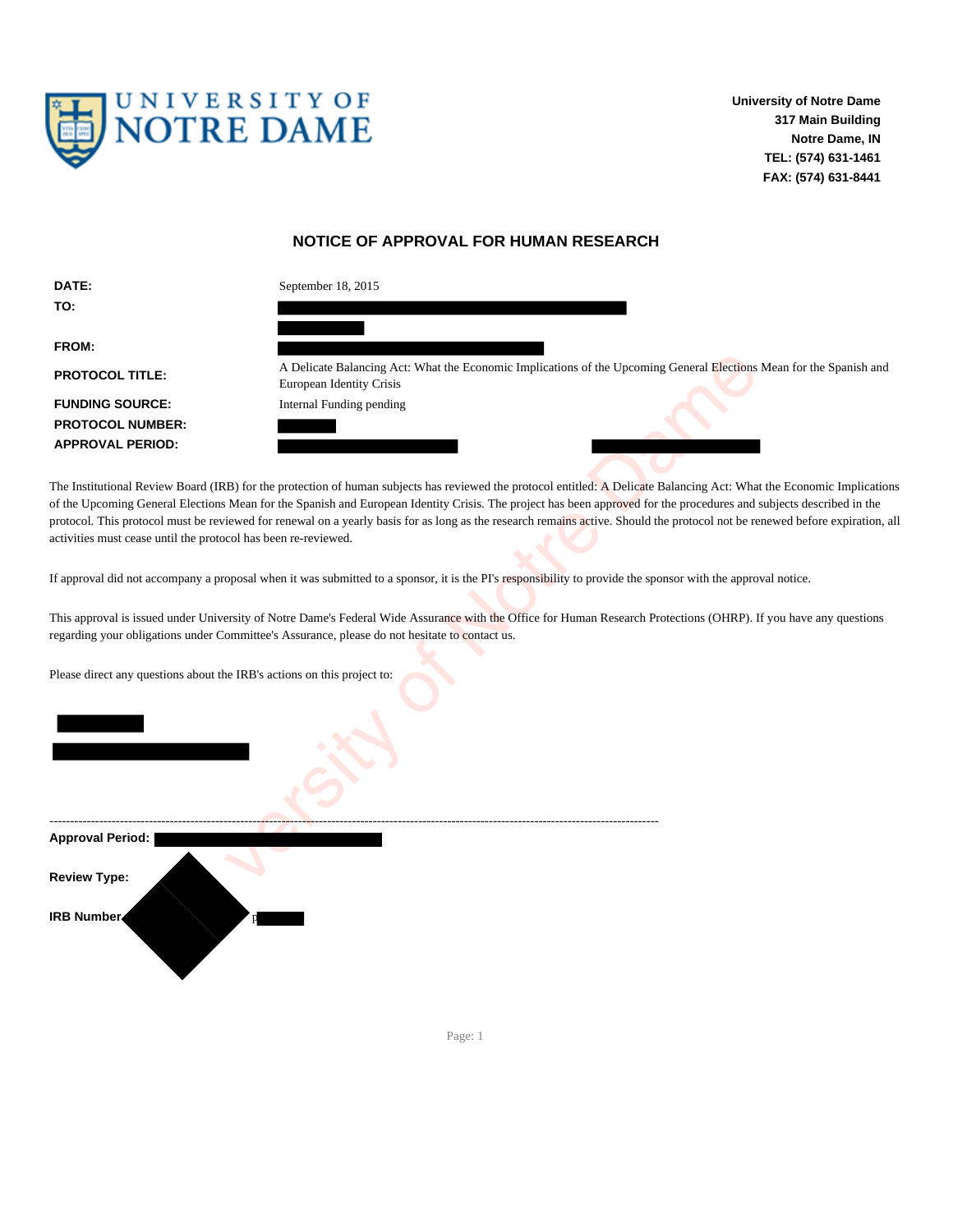University of Notre Dame
317 Main Building
Notre Dame, IN
TEL: (574) 631-1461
FAX: (574) 631-8441

## NOTICE OF APPROVAL FOR HUMAN RESEARCH

| | |
|---|---|
| **DATE:** | September 18, 2015 |
| **TO:** | |
| **FROM:** | |
| **PROTOCOL TITLE:** | A Delicate Balancing Act: What the Economic Implications of the Upcoming General Elections Mean for the Spanish and European Identity Crisis |
| **FUNDING SOURCE:** | Internal Funding pending |
| **PROTOCOL NUMBER:** | |
| **APPROVAL PERIOD:** | |

The Institutional Review Board (IRB) for the protection of human subjects has reviewed the protocol entitled: A Delicate Balancing Act: What the Economic Implications of the Upcoming General Elections Mean for the Spanish and European Identity Crisis. The project has been approved for the procedures and subjects described in the protocol. This protocol must be reviewed for renewal on a yearly basis for as long as the research remains active. Should the protocol not be renewed before expiration, all activities must cease until the protocol has been re-reviewed.

If approval did not accompany a proposal when it was submitted to a sponsor, it is the PI's responsibility to provide the sponsor with the approval notice.

This approval is issued under University of Notre Dame's Federal Wide Assurance with the Office for Human Research Protections (OHRP). If you have any questions regarding your obligations under Committee's Assurance, please do not hesitate to contact us.

Please direct any questions about the IRB's actions on this project to:

---

**Approval Period:**

**Review Type:**

**IRB Number:** P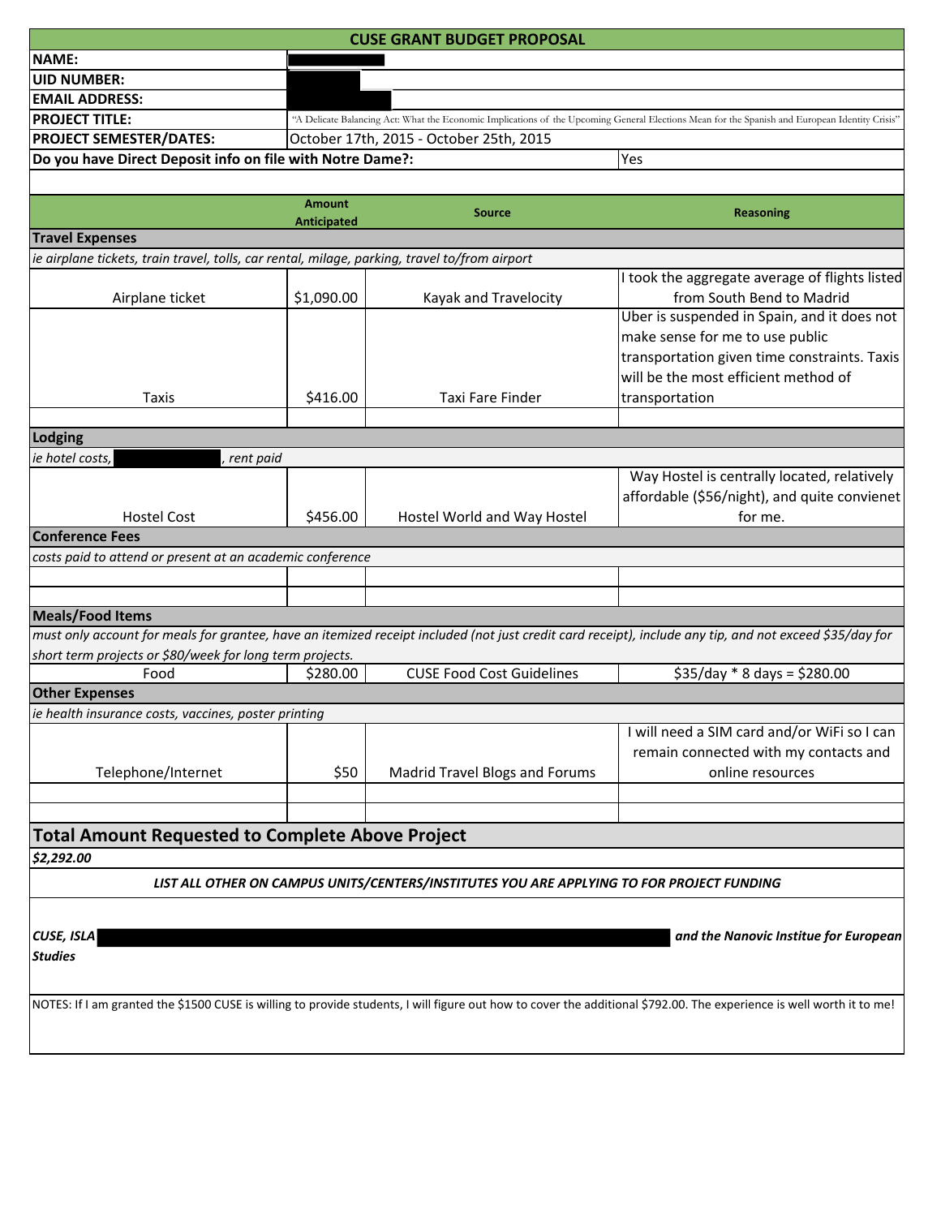## CUSE GRANT BUDGET PROPOSAL

| | |
|---|---|
| **NAME:** | |
| **UID NUMBER:** | |
| **EMAIL ADDRESS:** | |
| **PROJECT TITLE:** | "A Delicate Balancing Act: What the Economic Implications of the Upcoming General Elections Mean for the Spanish and European Identity Crisis" |
| **PROJECT SEMESTER/DATES:** | October 17th, 2015 - October 25th, 2015 |
| **Do you have Direct Deposit info on file with Notre Dame?:** | Yes |

| | Amount Anticipated | Source | Reasoning |
|---|---|---|---|
| **Travel Expenses** | | | |
| *ie airplane tickets, train travel, tolls, car rental, milage, parking, travel to/from airport* | | | |
| Airplane ticket | $1,090.00 | Kayak and Travelocity | I took the aggregate average of flights listed from South Bend to Madrid |
| Taxis | $416.00 | Taxi Fare Finder | Uber is suspended in Spain, and it does not make sense for me to use public transportation given time constraints. Taxis will be the most efficient method of transportation |
| | | | |
| **Lodging** | | | |
| *ie hotel costs, , rent paid* | | | |
| Hostel Cost | $456.00 | Hostel World and Way Hostel | Way Hostel is centrally located, relatively affordable ($56/night), and quite convienet for me. |
| **Conference Fees** | | | |
| *costs paid to attend or present at an academic conference* | | | |
| | | | |
| | | | |
| **Meals/Food Items** | | | |
| *must only account for meals for grantee, have an itemized receipt included (not just credit card receipt), include any tip, and not exceed $35/day for short term projects or $80/week for long term projects.* | | | |
| Food | $280.00 | CUSE Food Cost Guidelines | $35/day * 8 days = $280.00 |
| **Other Expenses** | | | |
| *ie health insurance costs, vaccines, poster printing* | | | |
| Telephone/Internet | $50 | Madrid Travel Blogs and Forums | I will need a SIM card and/or WiFi so I can remain connected with my contacts and online resources |
| | | | |
| | | | |

## Total Amount Requested to Complete Above Project

***$2,292.00***

***LIST ALL OTHER ON CAMPUS UNITS/CENTERS/INSTITUTES YOU ARE APPLYING TO FOR PROJECT FUNDING***

***CUSE, ISLA and the Nanovic Institue for European Studies***

NOTES: If I am granted the $1500 CUSE is willing to provide students, I will figure out how to cover the additional $792.00. The experience is well worth it to me!